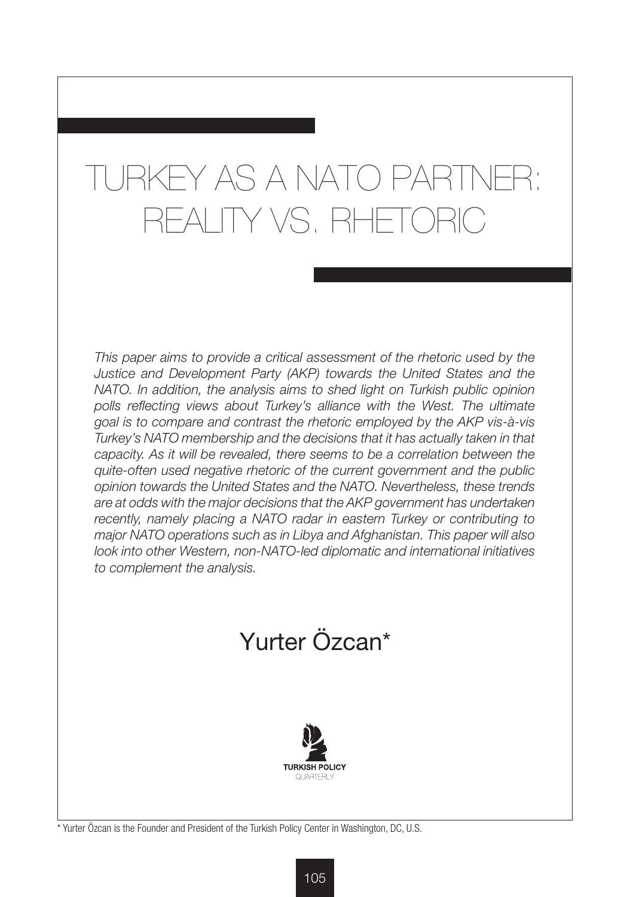# TURKEY AS A NATO PARTNER: REALITY VS. RHETORIC

*This paper aims to provide a critical assessment of the rhetoric used by the Justice and Development Party (AKP) towards the United States and the NATO. In addition, the analysis aims to shed light on Turkish public opinion polls reflecting views about Turkey's alliance with the West. The ultimate goal is to compare and contrast the rhetoric employed by the AKP vis-à-vis Turkey's NATO membership and the decisions that it has actually taken in that capacity. As it will be revealed, there seems to be a correlation between the quite-often used negative rhetoric of the current government and the public opinion towards the United States and the NATO. Nevertheless, these trends are at odds with the major decisions that the AKP government has undertaken recently, namely placing a NATO radar in eastern Turkey or contributing to major NATO operations such as in Libya and Afghanistan. This paper will also look into other Western, non-NATO-led diplomatic and international initiatives to complement the analysis.*

## Yurter Özcan*

\* Yurter Özcan is the Founder and President of the Turkish Policy Center in Washington, DC, U.S.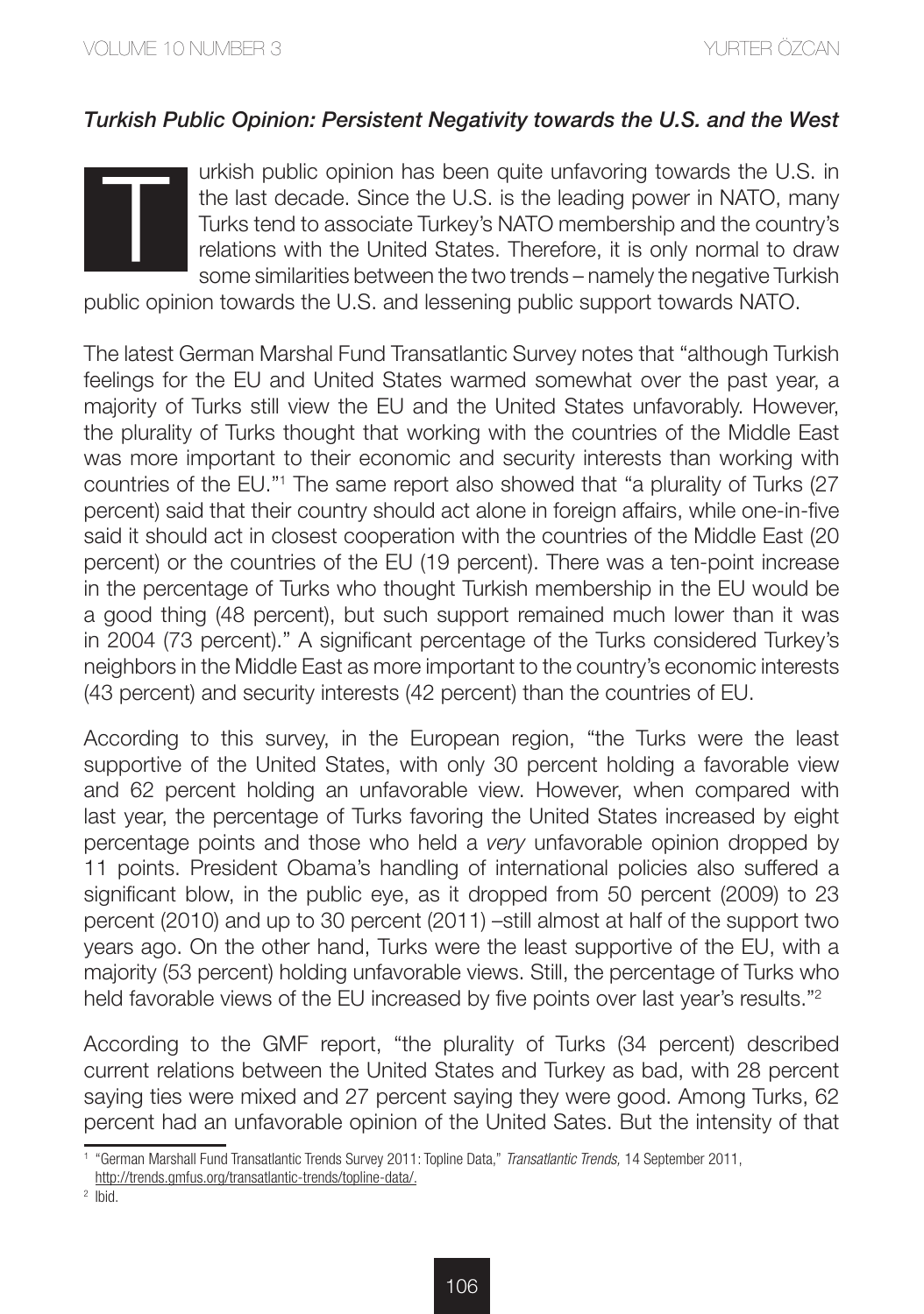### *Turkish Public Opinion: Persistent Negativity towards the U.S. and the West*

Turkish public opinion has been quite unfavoring towards the U.S. in the last decade. Since the U.S. is the leading power in NATO, many Turks tend to associate Turkey's NATO membership and the country's relations with the United States. Therefore, it is only normal to draw some similarities between the two trends – namely the negative Turkish public opinion towards the U.S. and lessening public support towards NATO.

The latest German Marshal Fund Transatlantic Survey notes that "although Turkish feelings for the EU and United States warmed somewhat over the past year, a majority of Turks still view the EU and the United States unfavorably. However, the plurality of Turks thought that working with the countries of the Middle East was more important to their economic and security interests than working with countries of the EU."[1] The same report also showed that "a plurality of Turks (27 percent) said that their country should act alone in foreign affairs, while one-in-five said it should act in closest cooperation with the countries of the Middle East (20 percent) or the countries of the EU (19 percent). There was a ten-point increase in the percentage of Turks who thought Turkish membership in the EU would be a good thing (48 percent), but such support remained much lower than it was in 2004 (73 percent)." A significant percentage of the Turks considered Turkey's neighbors in the Middle East as more important to the country's economic interests (43 percent) and security interests (42 percent) than the countries of EU.

According to this survey, in the European region, "the Turks were the least supportive of the United States, with only 30 percent holding a favorable view and 62 percent holding an unfavorable view. However, when compared with last year, the percentage of Turks favoring the United States increased by eight percentage points and those who held a *very* unfavorable opinion dropped by 11 points. President Obama's handling of international policies also suffered a significant blow, in the public eye, as it dropped from 50 percent (2009) to 23 percent (2010) and up to 30 percent (2011) –still almost at half of the support two years ago. On the other hand, Turks were the least supportive of the EU, with a majority (53 percent) holding unfavorable views. Still, the percentage of Turks who held favorable views of the EU increased by five points over last year's results."[2]

According to the GMF report, "the plurality of Turks (34 percent) described current relations between the United States and Turkey as bad, with 28 percent saying ties were mixed and 27 percent saying they were good. Among Turks, 62 percent had an unfavorable opinion of the United Sates. But the intensity of that

---

[1] "German Marshall Fund Transatlantic Trends Survey 2011: Topline Data," *Transatlantic Trends,* 14 September 2011, http://trends.gmfus.org/transatlantic-trends/topline-data/.

[2] Ibid.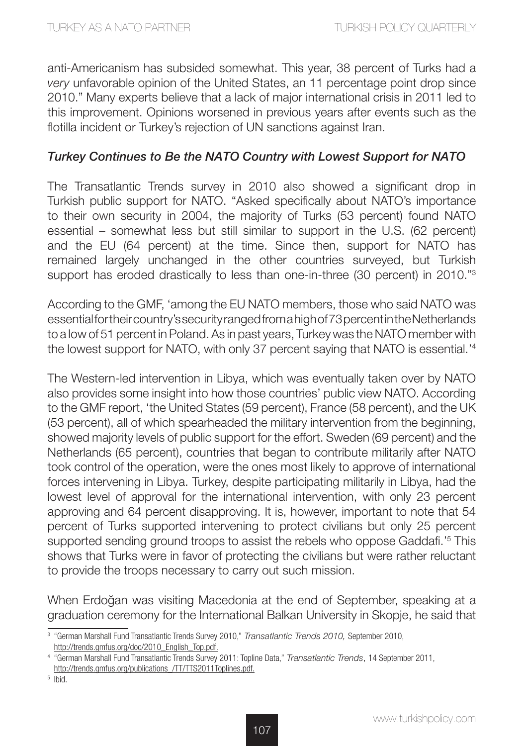anti-Americanism has subsided somewhat. This year, 38 percent of Turks had a *very* unfavorable opinion of the United States, an 11 percentage point drop since 2010." Many experts believe that a lack of major international crisis in 2011 led to this improvement. Opinions worsened in previous years after events such as the flotilla incident or Turkey's rejection of UN sanctions against Iran.

### *Turkey Continues to Be the NATO Country with Lowest Support for NATO*

The Transatlantic Trends survey in 2010 also showed a significant drop in Turkish public support for NATO. "Asked specifically about NATO's importance to their own security in 2004, the majority of Turks (53 percent) found NATO essential – somewhat less but still similar to support in the U.S. (62 percent) and the EU (64 percent) at the time. Since then, support for NATO has remained largely unchanged in the other countries surveyed, but Turkish support has eroded drastically to less than one-in-three (30 percent) in 2010."[3]

According to the GMF, 'among the EU NATO members, those who said NATO was essential for their country's security ranged from a high of 73 percent in the Netherlands to a low of 51 percent in Poland. As in past years, Turkey was the NATO member with the lowest support for NATO, with only 37 percent saying that NATO is essential.'[4]

The Western-led intervention in Libya, which was eventually taken over by NATO also provides some insight into how those countries' public view NATO. According to the GMF report, 'the United States (59 percent), France (58 percent), and the UK (53 percent), all of which spearheaded the military intervention from the beginning, showed majority levels of public support for the effort. Sweden (69 percent) and the Netherlands (65 percent), countries that began to contribute militarily after NATO took control of the operation, were the ones most likely to approve of international forces intervening in Libya. Turkey, despite participating militarily in Libya, had the lowest level of approval for the international intervention, with only 23 percent approving and 64 percent disapproving. It is, however, important to note that 54 percent of Turks supported intervening to protect civilians but only 25 percent supported sending ground troops to assist the rebels who oppose Gaddafi.'[5] This shows that Turks were in favor of protecting the civilians but were rather reluctant to provide the troops necessary to carry out such mission.

When Erdoğan was visiting Macedonia at the end of September, speaking at a graduation ceremony for the International Balkan University in Skopje, he said that

---

[3] "German Marshall Fund Transatlantic Trends Survey 2010," *Transatlantic Trends 2010,* September 2010, http://trends.gmfus.org/doc/2010_English_Top.pdf.

[4] "German Marshall Fund Transatlantic Trends Survey 2011: Topline Data," *Transatlantic Trends*, 14 September 2011, http://trends.gmfus.org/publications_/TT/TTS2011Toplines.pdf.

[5] Ibid.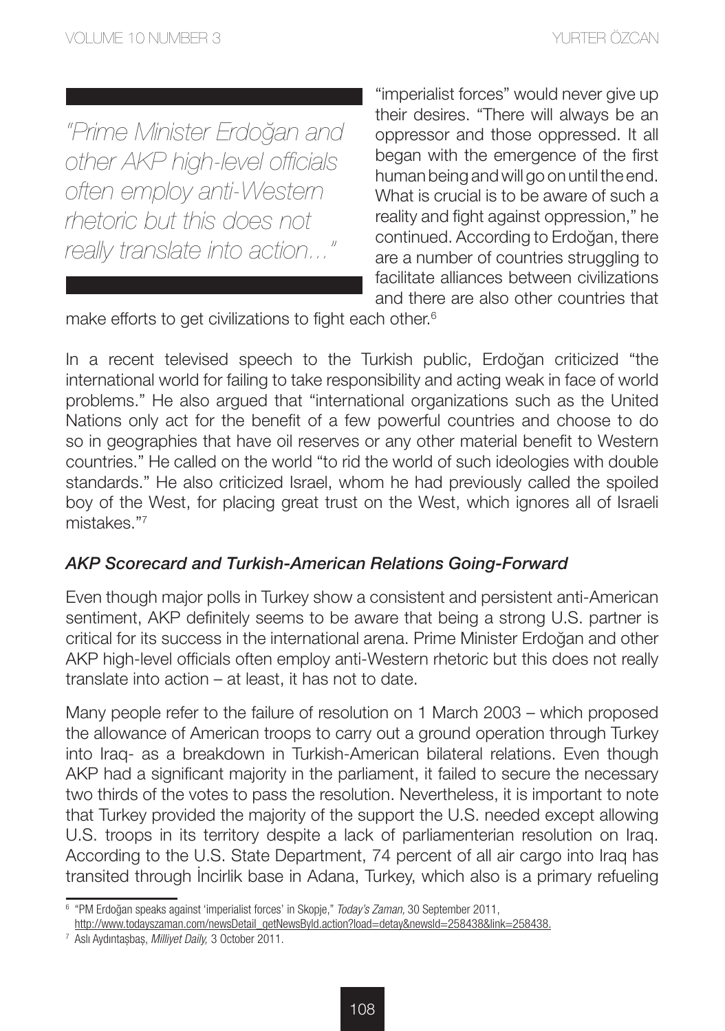> *"Prime Minister Erdoğan and other AKP high-level officials often employ anti-Western rhetoric but this does not really translate into action..."*

"imperialist forces" would never give up their desires. "There will always be an oppressor and those oppressed. It all began with the emergence of the first human being and will go on until the end. What is crucial is to be aware of such a reality and fight against oppression," he continued. According to Erdoğan, there are a number of countries struggling to facilitate alliances between civilizations and there are also other countries that make efforts to get civilizations to fight each other.[6]

In a recent televised speech to the Turkish public, Erdoğan criticized "the international world for failing to take responsibility and acting weak in face of world problems." He also argued that "international organizations such as the United Nations only act for the benefit of a few powerful countries and choose to do so in geographies that have oil reserves or any other material benefit to Western countries." He called on the world "to rid the world of such ideologies with double standards." He also criticized Israel, whom he had previously called the spoiled boy of the West, for placing great trust on the West, which ignores all of Israeli mistakes."[7]

### *AKP Scorecard and Turkish-American Relations Going-Forward*

Even though major polls in Turkey show a consistent and persistent anti-American sentiment, AKP definitely seems to be aware that being a strong U.S. partner is critical for its success in the international arena. Prime Minister Erdoğan and other AKP high-level officials often employ anti-Western rhetoric but this does not really translate into action – at least, it has not to date.

Many people refer to the failure of resolution on 1 March 2003 – which proposed the allowance of American troops to carry out a ground operation through Turkey into Iraq- as a breakdown in Turkish-American bilateral relations. Even though AKP had a significant majority in the parliament, it failed to secure the necessary two thirds of the votes to pass the resolution. Nevertheless, it is important to note that Turkey provided the majority of the support the U.S. needed except allowing U.S. troops in its territory despite a lack of parliamenterian resolution on Iraq. According to the U.S. State Department, 74 percent of all air cargo into Iraq has transited through İncirlik base in Adana, Turkey, which also is a primary refueling

---

[6] "PM Erdoğan speaks against 'imperialist forces' in Skopje," *Today's Zaman,* 30 September 2011, http://www.todayszaman.com/newsDetail_getNewsById.action?load=detay&newsId=258438&link=258438.

[7] Aslı Aydıntaşbaş, *Milliyet Daily,* 3 October 2011.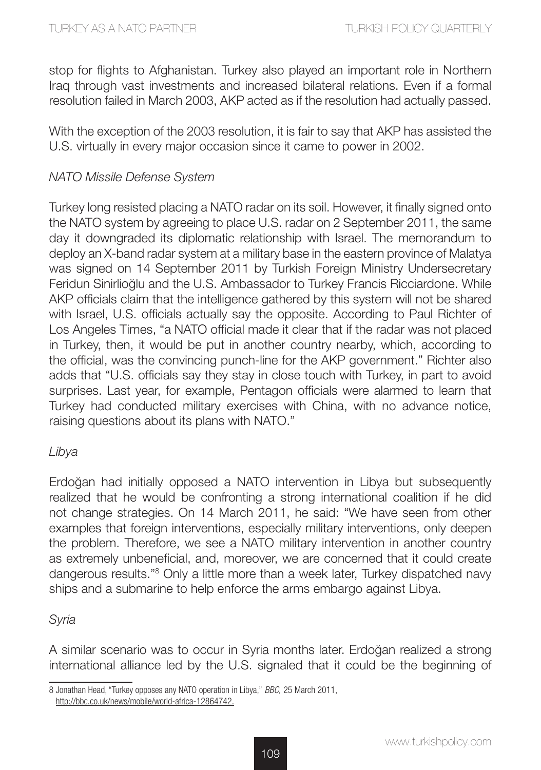stop for flights to Afghanistan. Turkey also played an important role in Northern Iraq through vast investments and increased bilateral relations. Even if a formal resolution failed in March 2003, AKP acted as if the resolution had actually passed.

With the exception of the 2003 resolution, it is fair to say that AKP has assisted the U.S. virtually in every major occasion since it came to power in 2002.

*NATO Missile Defense System*

Turkey long resisted placing a NATO radar on its soil. However, it finally signed onto the NATO system by agreeing to place U.S. radar on 2 September 2011, the same day it downgraded its diplomatic relationship with Israel. The memorandum to deploy an X-band radar system at a military base in the eastern province of Malatya was signed on 14 September 2011 by Turkish Foreign Ministry Undersecretary Feridun Sinirlioğlu and the U.S. Ambassador to Turkey Francis Ricciardone. While AKP officials claim that the intelligence gathered by this system will not be shared with Israel, U.S. officials actually say the opposite. According to Paul Richter of Los Angeles Times, "a NATO official made it clear that if the radar was not placed in Turkey, then, it would be put in another country nearby, which, according to the official, was the convincing punch-line for the AKP government." Richter also adds that "U.S. officials say they stay in close touch with Turkey, in part to avoid surprises. Last year, for example, Pentagon officials were alarmed to learn that Turkey had conducted military exercises with China, with no advance notice, raising questions about its plans with NATO."

*Libya*

Erdoğan had initially opposed a NATO intervention in Libya but subsequently realized that he would be confronting a strong international coalition if he did not change strategies. On 14 March 2011, he said: "We have seen from other examples that foreign interventions, especially military interventions, only deepen the problem. Therefore, we see a NATO military intervention in another country as extremely unbeneficial, and, moreover, we are concerned that it could create dangerous results."[8] Only a little more than a week later, Turkey dispatched navy ships and a submarine to help enforce the arms embargo against Libya.

*Syria*

A similar scenario was to occur in Syria months later. Erdoğan realized a strong international alliance led by the U.S. signaled that it could be the beginning of

8 Jonathan Head, "Turkey opposes any NATO operation in Libya," *BBC,* 25 March 2011, http://bbc.co.uk/news/mobile/world-africa-12864742.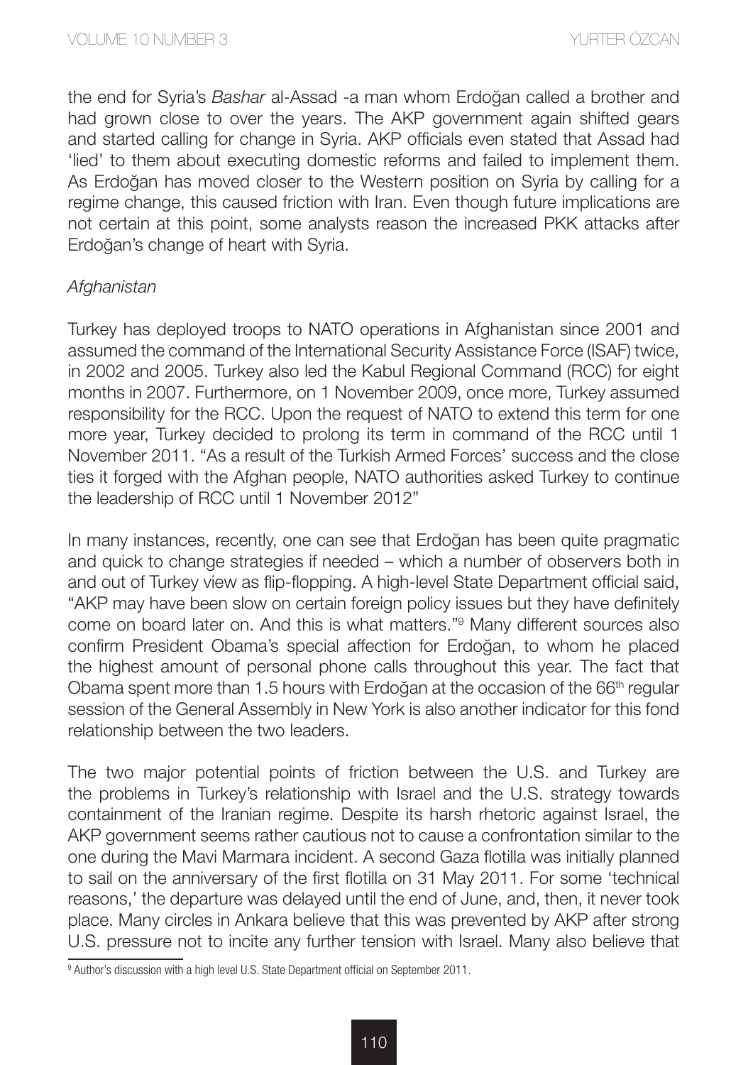the end for Syria's *Bashar* al-Assad -a man whom Erdoğan called a brother and had grown close to over the years. The AKP government again shifted gears and started calling for change in Syria. AKP officials even stated that Assad had 'lied' to them about executing domestic reforms and failed to implement them. As Erdoğan has moved closer to the Western position on Syria by calling for a regime change, this caused friction with Iran. Even though future implications are not certain at this point, some analysts reason the increased PKK attacks after Erdoğan's change of heart with Syria.

*Afghanistan*

Turkey has deployed troops to NATO operations in Afghanistan since 2001 and assumed the command of the International Security Assistance Force (ISAF) twice, in 2002 and 2005. Turkey also led the Kabul Regional Command (RCC) for eight months in 2007. Furthermore, on 1 November 2009, once more, Turkey assumed responsibility for the RCC. Upon the request of NATO to extend this term for one more year, Turkey decided to prolong its term in command of the RCC until 1 November 2011. "As a result of the Turkish Armed Forces' success and the close ties it forged with the Afghan people, NATO authorities asked Turkey to continue the leadership of RCC until 1 November 2012"

In many instances, recently, one can see that Erdoğan has been quite pragmatic and quick to change strategies if needed – which a number of observers both in and out of Turkey view as flip-flopping. A high-level State Department official said, "AKP may have been slow on certain foreign policy issues but they have definitely come on board later on. And this is what matters."[9] Many different sources also confirm President Obama's special affection for Erdoğan, to whom he placed the highest amount of personal phone calls throughout this year. The fact that Obama spent more than 1.5 hours with Erdoğan at the occasion of the 66th regular session of the General Assembly in New York is also another indicator for this fond relationship between the two leaders.

The two major potential points of friction between the U.S. and Turkey are the problems in Turkey's relationship with Israel and the U.S. strategy towards containment of the Iranian regime. Despite its harsh rhetoric against Israel, the AKP government seems rather cautious not to cause a confrontation similar to the one during the Mavi Marmara incident. A second Gaza flotilla was initially planned to sail on the anniversary of the first flotilla on 31 May 2011. For some 'technical reasons,' the departure was delayed until the end of June, and, then, it never took place. Many circles in Ankara believe that this was prevented by AKP after strong U.S. pressure not to incite any further tension with Israel. Many also believe that

[9] Author's discussion with a high level U.S. State Department official on September 2011.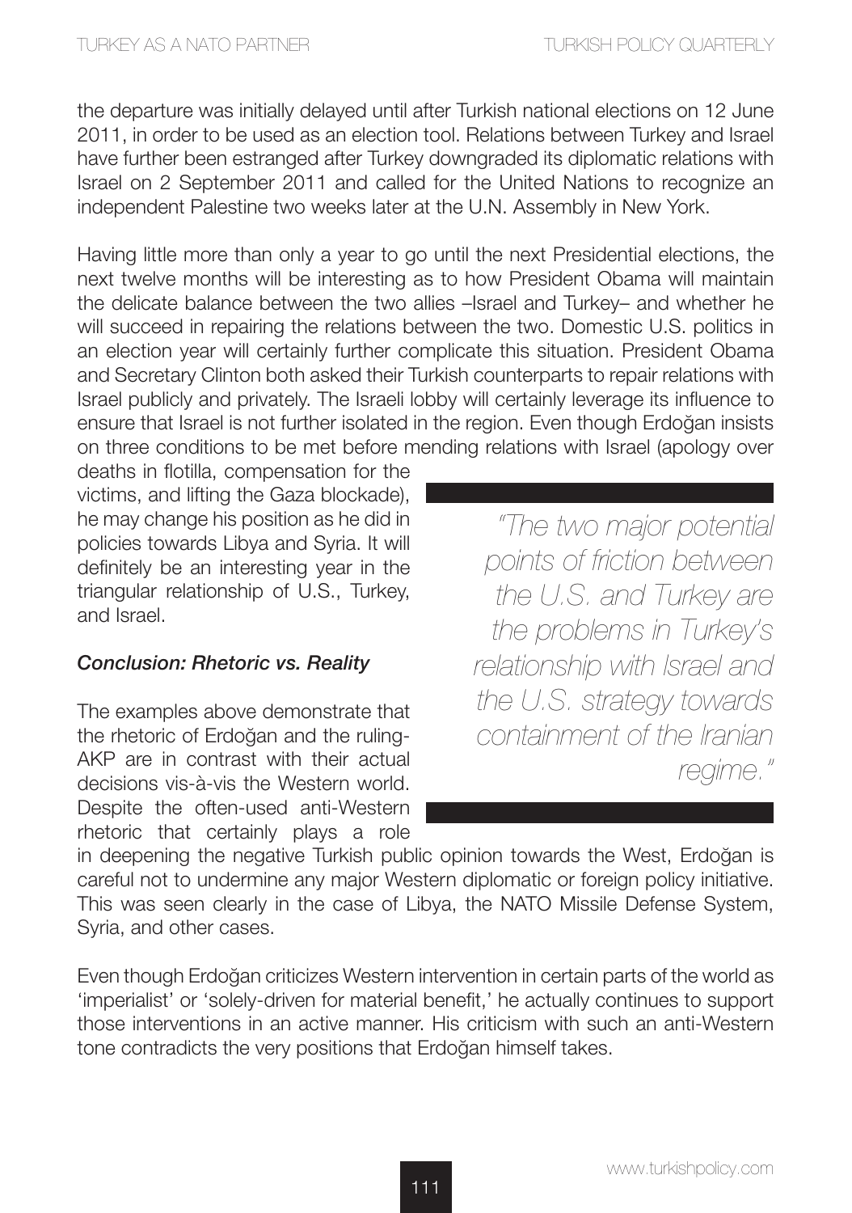the departure was initially delayed until after Turkish national elections on 12 June 2011, in order to be used as an election tool. Relations between Turkey and Israel have further been estranged after Turkey downgraded its diplomatic relations with Israel on 2 September 2011 and called for the United Nations to recognize an independent Palestine two weeks later at the U.N. Assembly in New York.

Having little more than only a year to go until the next Presidential elections, the next twelve months will be interesting as to how President Obama will maintain the delicate balance between the two allies –Israel and Turkey– and whether he will succeed in repairing the relations between the two. Domestic U.S. politics in an election year will certainly further complicate this situation. President Obama and Secretary Clinton both asked their Turkish counterparts to repair relations with Israel publicly and privately. The Israeli lobby will certainly leverage its influence to ensure that Israel is not further isolated in the region. Even though Erdoğan insists on three conditions to be met before mending relations with Israel (apology over deaths in flotilla, compensation for the victims, and lifting the Gaza blockade), he may change his position as he did in policies towards Libya and Syria. It will definitely be an interesting year in the triangular relationship of U.S., Turkey, and Israel.

> *"The two major potential points of friction between the U.S. and Turkey are the problems in Turkey's relationship with Israel and the U.S. strategy towards containment of the Iranian regime."*

### *Conclusion: Rhetoric vs. Reality*

The examples above demonstrate that the rhetoric of Erdoğan and the ruling-AKP are in contrast with their actual decisions vis-à-vis the Western world. Despite the often-used anti-Western rhetoric that certainly plays a role in deepening the negative Turkish public opinion towards the West, Erdoğan is careful not to undermine any major Western diplomatic or foreign policy initiative. This was seen clearly in the case of Libya, the NATO Missile Defense System, Syria, and other cases.

Even though Erdoğan criticizes Western intervention in certain parts of the world as 'imperialist' or 'solely-driven for material benefit,' he actually continues to support those interventions in an active manner. His criticism with such an anti-Western tone contradicts the very positions that Erdoğan himself takes.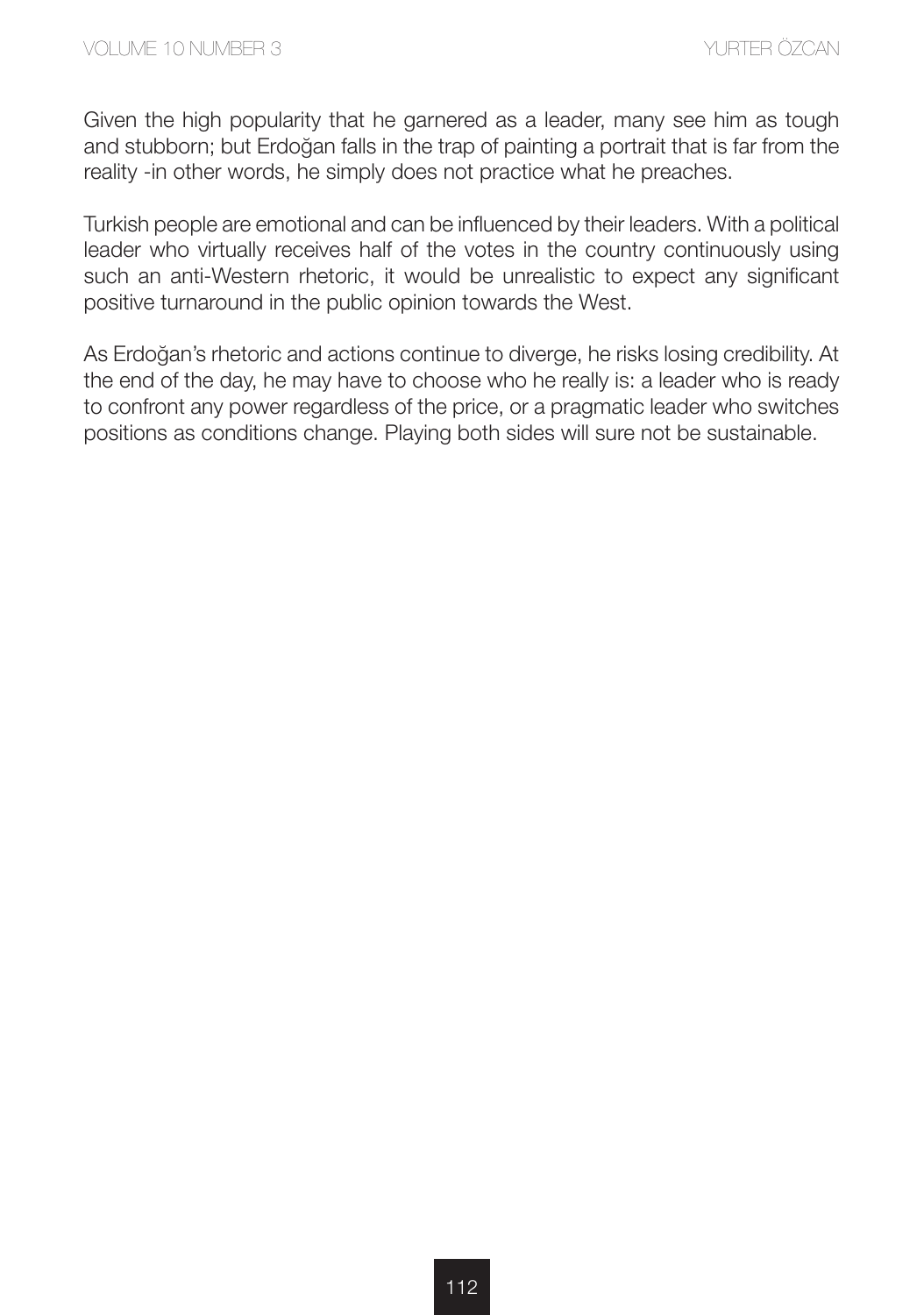Given the high popularity that he garnered as a leader, many see him as tough and stubborn; but Erdoğan falls in the trap of painting a portrait that is far from the reality -in other words, he simply does not practice what he preaches.

Turkish people are emotional and can be influenced by their leaders. With a political leader who virtually receives half of the votes in the country continuously using such an anti-Western rhetoric, it would be unrealistic to expect any significant positive turnaround in the public opinion towards the West.

As Erdoğan's rhetoric and actions continue to diverge, he risks losing credibility. At the end of the day, he may have to choose who he really is: a leader who is ready to confront any power regardless of the price, or a pragmatic leader who switches positions as conditions change. Playing both sides will sure not be sustainable.